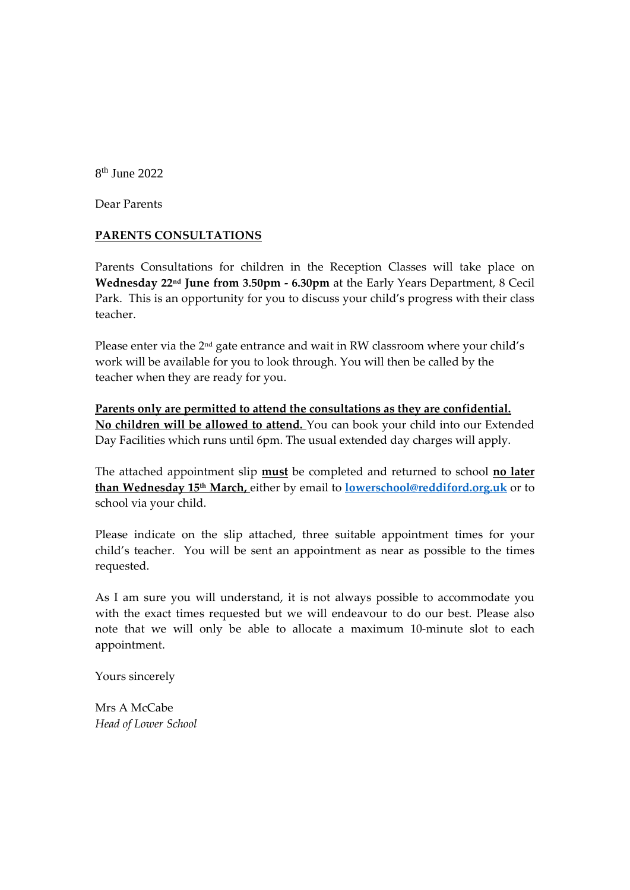8th June 2022

Dear Parents

**PARENTS CONSULTATIONS**

Parents Consultations for children in the Reception Classes will take place on **Wednesday 22nd June from 3.50pm - 6.30pm** at the Early Years Department, 8 Cecil Park. This is an opportunity for you to discuss your child's progress with their class teacher.

Please enter via the 2nd gate entrance and wait in RW classroom where your child's work will be available for you to look through. You will then be called by the teacher when they are ready for you.

**Parents only are permitted to attend the consultations as they are confidential. No children will be allowed to attend.** You can book your child into our Extended Day Facilities which runs until 6pm. The usual extended day charges will apply.

The attached appointment slip **must** be completed and returned to school **no later than Wednesday 15th March,** either by email to **lowerschool@reddiford.org.uk** or to school via your child.

Please indicate on the slip attached, three suitable appointment times for your child's teacher. You will be sent an appointment as near as possible to the times requested.

As I am sure you will understand, it is not always possible to accommodate you with the exact times requested but we will endeavour to do our best. Please also note that we will only be able to allocate a maximum 10-minute slot to each appointment.

Yours sincerely

Mrs A McCabe
*Head of Lower School*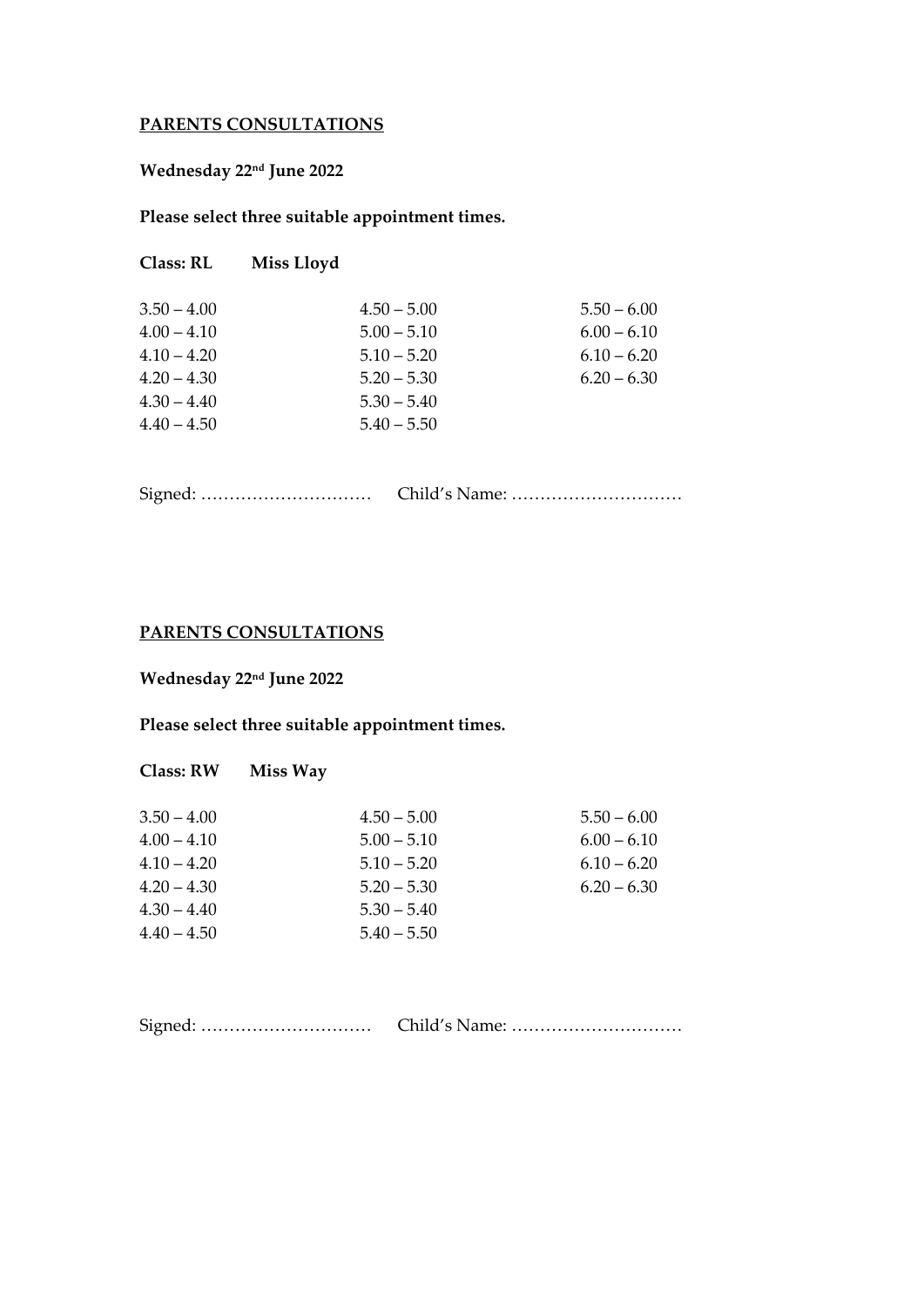**<u>PARENTS CONSULTATIONS</u>**

**Wednesday 22nd June 2022**

**Please select three suitable appointment times.**

**Class: RL Miss Lloyd**

| | | |
|---|---|---|
| 3.50 – 4.00 | 4.50 – 5.00 | 5.50 – 6.00 |
| 4.00 – 4.10 | 5.00 – 5.10 | 6.00 – 6.10 |
| 4.10 – 4.20 | 5.10 – 5.20 | 6.10 – 6.20 |
| 4.20 – 4.30 | 5.20 – 5.30 | 6.20 – 6.30 |
| 4.30 – 4.40 | 5.30 – 5.40 | |
| 4.40 – 4.50 | 5.40 – 5.50 | |

Signed: ………………………… Child's Name: …………………………

**<u>PARENTS CONSULTATIONS</u>**

**Wednesday 22nd June 2022**

**Please select three suitable appointment times.**

**Class: RW Miss Way**

| | | |
|---|---|---|
| 3.50 – 4.00 | 4.50 – 5.00 | 5.50 – 6.00 |
| 4.00 – 4.10 | 5.00 – 5.10 | 6.00 – 6.10 |
| 4.10 – 4.20 | 5.10 – 5.20 | 6.10 – 6.20 |
| 4.20 – 4.30 | 5.20 – 5.30 | 6.20 – 6.30 |
| 4.30 – 4.40 | 5.30 – 5.40 | |
| 4.40 – 4.50 | 5.40 – 5.50 | |

Signed: ………………………… Child's Name: …………………………